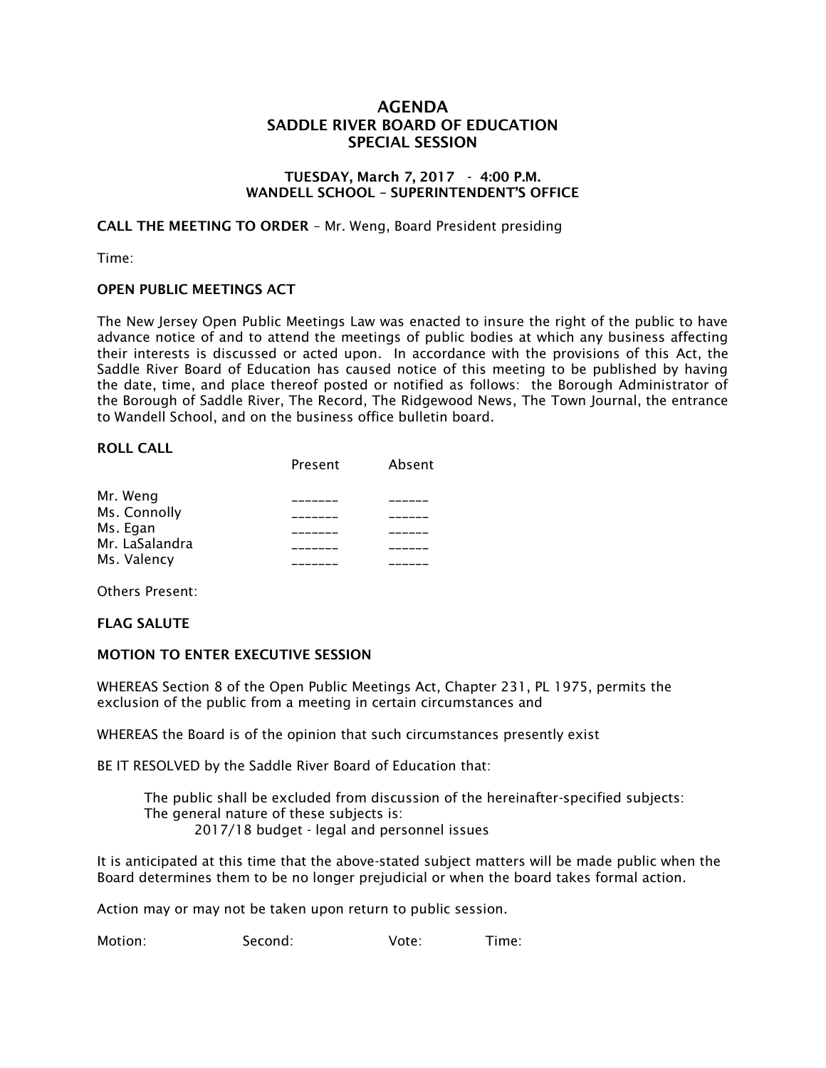# AGENDA
## SADDLE RIVER BOARD OF EDUCATION
## SPECIAL SESSION

**TUESDAY, March 7, 2017 - 4:00 P.M.**
**WANDELL SCHOOL – SUPERINTENDENT'S OFFICE**

**CALL THE MEETING TO ORDER** – Mr. Weng, Board President presiding

Time:

**OPEN PUBLIC MEETINGS ACT**

The New Jersey Open Public Meetings Law was enacted to insure the right of the public to have advance notice of and to attend the meetings of public bodies at which any business affecting their interests is discussed or acted upon. In accordance with the provisions of this Act, the Saddle River Board of Education has caused notice of this meeting to be published by having the date, time, and place thereof posted or notified as follows: the Borough Administrator of the Borough of Saddle River, The Record, The Ridgewood News, The Town Journal, the entrance to Wandell School, and on the business office bulletin board.

**ROLL CALL**

| | Present | Absent |
|---|---|---|
| Mr. Weng | _______ | ______ |
| Ms. Connolly | _______ | ______ |
| Ms. Egan | _______ | ______ |
| Mr. LaSalandra | _______ | ______ |
| Ms. Valency | _______ | ______ |

Others Present:

**FLAG SALUTE**

**MOTION TO ENTER EXECUTIVE SESSION**

WHEREAS Section 8 of the Open Public Meetings Act, Chapter 231, PL 1975, permits the exclusion of the public from a meeting in certain circumstances and

WHEREAS the Board is of the opinion that such circumstances presently exist

BE IT RESOLVED by the Saddle River Board of Education that:

> The public shall be excluded from discussion of the hereinafter-specified subjects:
> The general nature of these subjects is:
> 2017/18 budget - legal and personnel issues

It is anticipated at this time that the above-stated subject matters will be made public when the Board determines them to be no longer prejudicial or when the board takes formal action.

Action may or may not be taken upon return to public session.

Motion: Second: Vote: Time: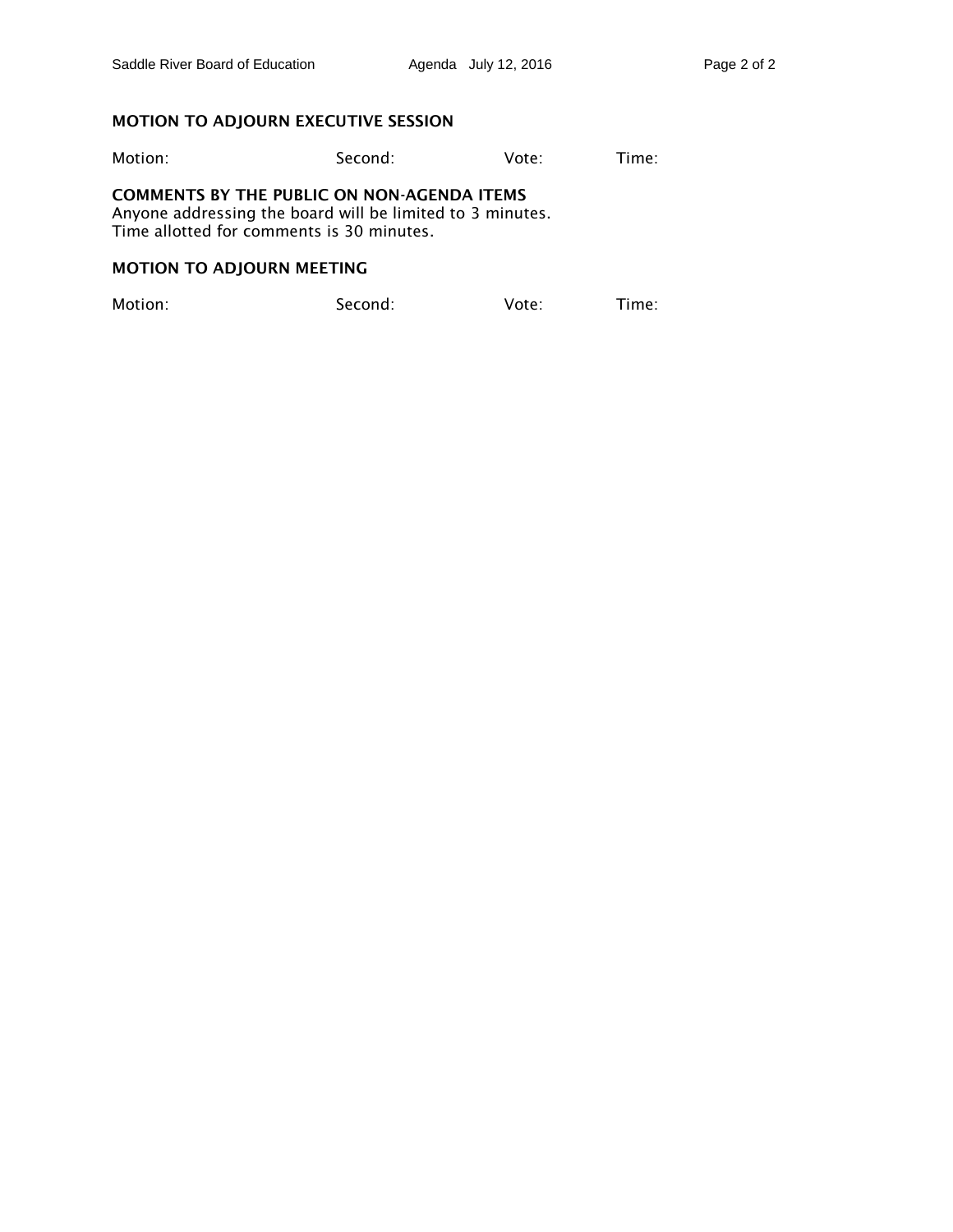## MOTION TO ADJOURN EXECUTIVE SESSION

Motion: Second: Vote: Time:

## COMMENTS BY THE PUBLIC ON NON-AGENDA ITEMS

Anyone addressing the board will be limited to 3 minutes.
Time allotted for comments is 30 minutes.

## MOTION TO ADJOURN MEETING

Motion: Second: Vote: Time: